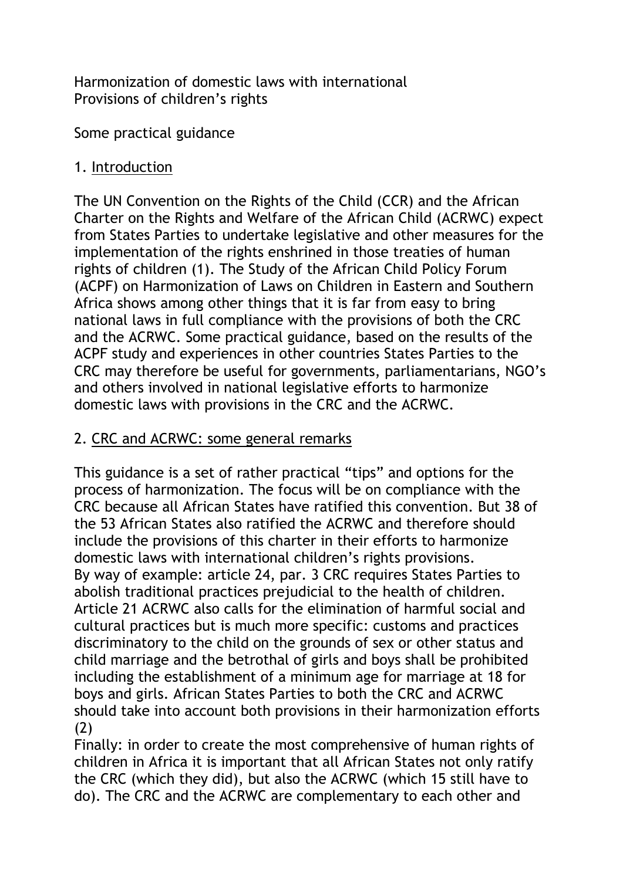Harmonization of domestic laws with international
Provisions of children's rights

Some practical guidance

## 1. Introduction

The UN Convention on the Rights of the Child (CCR) and the African Charter on the Rights and Welfare of the African Child (ACRWC) expect from States Parties to undertake legislative and other measures for the implementation of the rights enshrined in those treaties of human rights of children (1). The Study of the African Child Policy Forum (ACPF) on Harmonization of Laws on Children in Eastern and Southern Africa shows among other things that it is far from easy to bring national laws in full compliance with the provisions of both the CRC and the ACRWC. Some practical guidance, based on the results of the ACPF study and experiences in other countries States Parties to the CRC may therefore be useful for governments, parliamentarians, NGO's and others involved in national legislative efforts to harmonize domestic laws with provisions in the CRC and the ACRWC.

## 2. CRC and ACRWC: some general remarks

This guidance is a set of rather practical "tips" and options for the process of harmonization. The focus will be on compliance with the CRC because all African States have ratified this convention. But 38 of the 53 African States also ratified the ACRWC and therefore should include the provisions of this charter in their efforts to harmonize domestic laws with international children's rights provisions.
By way of example: article 24, par. 3 CRC requires States Parties to abolish traditional practices prejudicial to the health of children. Article 21 ACRWC also calls for the elimination of harmful social and cultural practices but is much more specific: customs and practices discriminatory to the child on the grounds of sex or other status and child marriage and the betrothal of girls and boys shall be prohibited including the establishment of a minimum age for marriage at 18 for boys and girls. African States Parties to both the CRC and ACRWC should take into account both provisions in their harmonization efforts (2)
Finally: in order to create the most comprehensive of human rights of children in Africa it is important that all African States not only ratify the CRC (which they did), but also the ACRWC (which 15 still have to do). The CRC and the ACRWC are complementary to each other and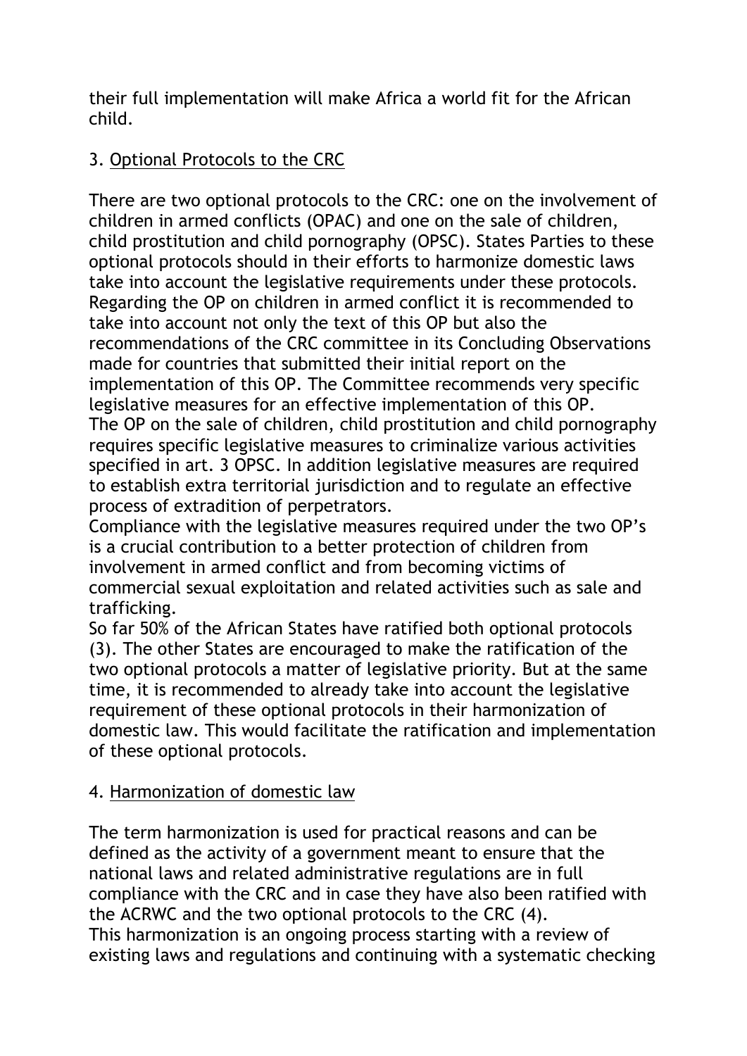their full implementation will make Africa a world fit for the African child.

## 3. Optional Protocols to the CRC

There are two optional protocols to the CRC: one on the involvement of children in armed conflicts (OPAC) and one on the sale of children, child prostitution and child pornography (OPSC). States Parties to these optional protocols should in their efforts to harmonize domestic laws take into account the legislative requirements under these protocols. Regarding the OP on children in armed conflict it is recommended to take into account not only the text of this OP but also the recommendations of the CRC committee in its Concluding Observations made for countries that submitted their initial report on the implementation of this OP. The Committee recommends very specific legislative measures for an effective implementation of this OP.
The OP on the sale of children, child prostitution and child pornography requires specific legislative measures to criminalize various activities specified in art. 3 OPSC. In addition legislative measures are required to establish extra territorial jurisdiction and to regulate an effective process of extradition of perpetrators.
Compliance with the legislative measures required under the two OP's is a crucial contribution to a better protection of children from involvement in armed conflict and from becoming victims of commercial sexual exploitation and related activities such as sale and trafficking.
So far 50% of the African States have ratified both optional protocols (3). The other States are encouraged to make the ratification of the two optional protocols a matter of legislative priority. But at the same time, it is recommended to already take into account the legislative requirement of these optional protocols in their harmonization of domestic law. This would facilitate the ratification and implementation of these optional protocols.

## 4. Harmonization of domestic law

The term harmonization is used for practical reasons and can be defined as the activity of a government meant to ensure that the national laws and related administrative regulations are in full compliance with the CRC and in case they have also been ratified with the ACRWC and the two optional protocols to the CRC (4).
This harmonization is an ongoing process starting with a review of existing laws and regulations and continuing with a systematic checking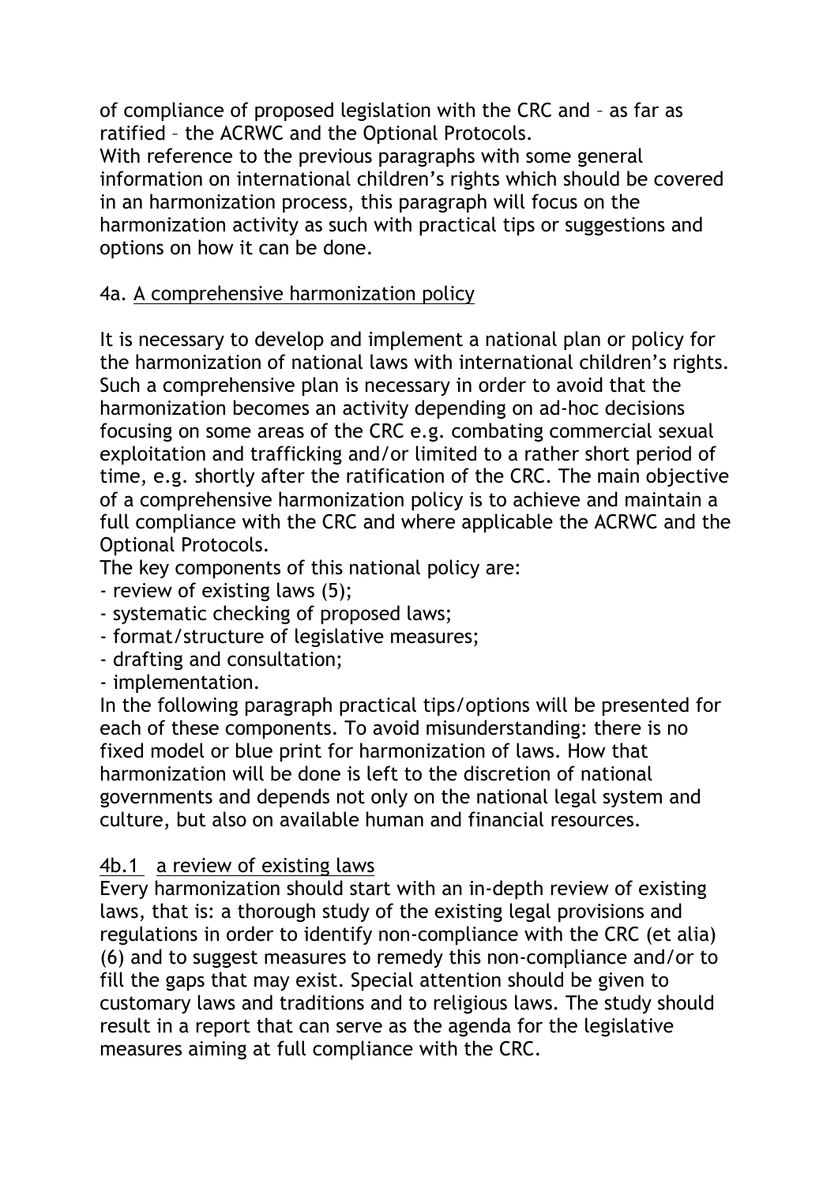of compliance of proposed legislation with the CRC and – as far as ratified – the ACRWC and the Optional Protocols.
With reference to the previous paragraphs with some general information on international children's rights which should be covered in an harmonization process, this paragraph will focus on the harmonization activity as such with practical tips or suggestions and options on how it can be done.

4a. A comprehensive harmonization policy

It is necessary to develop and implement a national plan or policy for the harmonization of national laws with international children's rights. Such a comprehensive plan is necessary in order to avoid that the harmonization becomes an activity depending on ad-hoc decisions focusing on some areas of the CRC e.g. combating commercial sexual exploitation and trafficking and/or limited to a rather short period of time, e.g. shortly after the ratification of the CRC. The main objective of a comprehensive harmonization policy is to achieve and maintain a full compliance with the CRC and where applicable the ACRWC and the Optional Protocols.
The key components of this national policy are:
- review of existing laws (5);
- systematic checking of proposed laws;
- format/structure of legislative measures;
- drafting and consultation;
- implementation.

In the following paragraph practical tips/options will be presented for each of these components. To avoid misunderstanding: there is no fixed model or blue print for harmonization of laws. How that harmonization will be done is left to the discretion of national governments and depends not only on the national legal system and culture, but also on available human and financial resources.

4b.1 a review of existing laws

Every harmonization should start with an in-depth review of existing laws, that is: a thorough study of the existing legal provisions and regulations in order to identify non-compliance with the CRC (et alia) (6) and to suggest measures to remedy this non-compliance and/or to fill the gaps that may exist. Special attention should be given to customary laws and traditions and to religious laws. The study should result in a report that can serve as the agenda for the legislative measures aiming at full compliance with the CRC.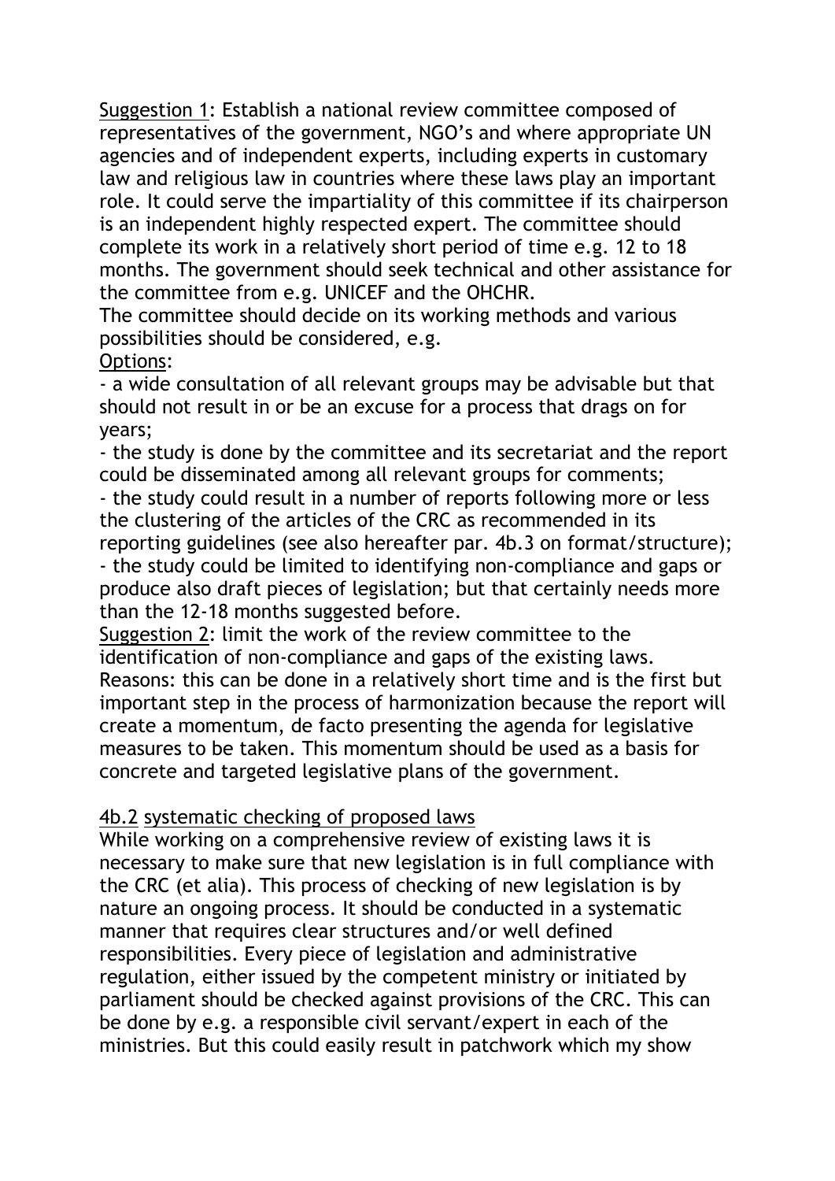<u>Suggestion 1</u>: Establish a national review committee composed of representatives of the government, NGO's and where appropriate UN agencies and of independent experts, including experts in customary law and religious law in countries where these laws play an important role. It could serve the impartiality of this committee if its chairperson is an independent highly respected expert. The committee should complete its work in a relatively short period of time e.g. 12 to 18 months. The government should seek technical and other assistance for the committee from e.g. UNICEF and the OHCHR.
The committee should decide on its working methods and various possibilities should be considered, e.g.
<u>Options</u>:
- a wide consultation of all relevant groups may be advisable but that should not result in or be an excuse for a process that drags on for years;
- the study is done by the committee and its secretariat and the report could be disseminated among all relevant groups for comments;
- the study could result in a number of reports following more or less the clustering of the articles of the CRC as recommended in its reporting guidelines (see also hereafter par. 4b.3 on format/structure);
- the study could be limited to identifying non-compliance and gaps or produce also draft pieces of legislation; but that certainly needs more than the 12-18 months suggested before.

<u>Suggestion 2</u>: limit the work of the review committee to the identification of non-compliance and gaps of the existing laws.
Reasons: this can be done in a relatively short time and is the first but important step in the process of harmonization because the report will create a momentum, de facto presenting the agenda for legislative measures to be taken. This momentum should be used as a basis for concrete and targeted legislative plans of the government.

<u>4b.2</u> <u>systematic checking of proposed laws</u>

While working on a comprehensive review of existing laws it is necessary to make sure that new legislation is in full compliance with the CRC (et alia). This process of checking of new legislation is by nature an ongoing process. It should be conducted in a systematic manner that requires clear structures and/or well defined responsibilities. Every piece of legislation and administrative regulation, either issued by the competent ministry or initiated by parliament should be checked against provisions of the CRC. This can be done by e.g. a responsible civil servant/expert in each of the ministries. But this could easily result in patchwork which my show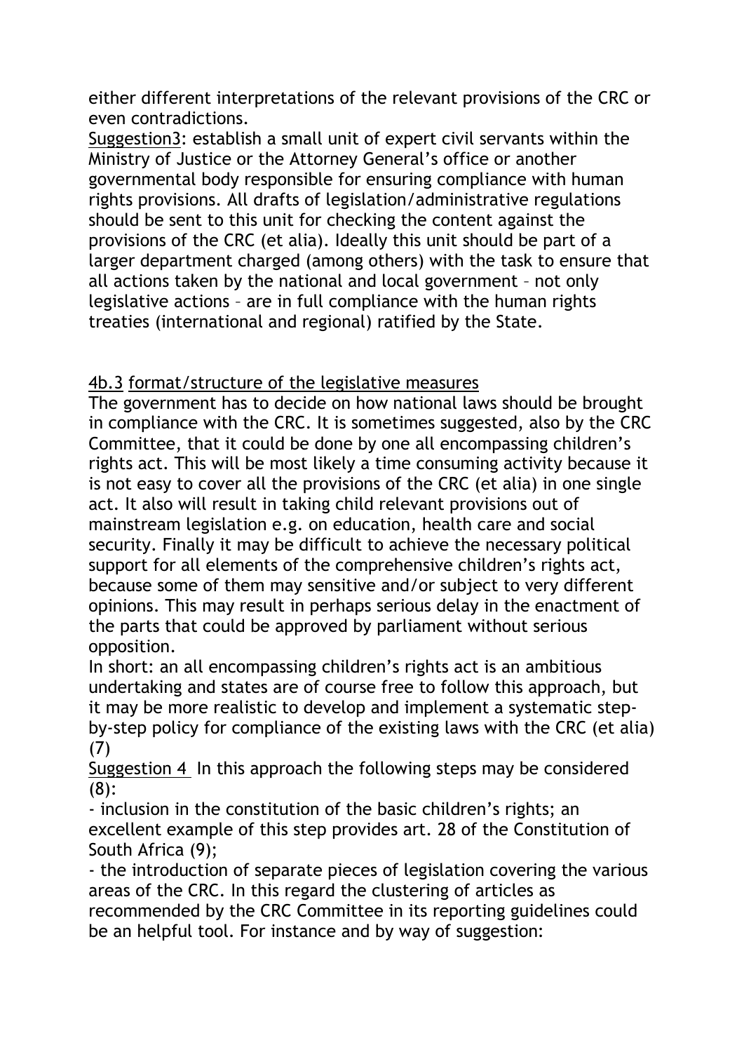either different interpretations of the relevant provisions of the CRC or even contradictions.

Suggestion3: establish a small unit of expert civil servants within the Ministry of Justice or the Attorney General's office or another governmental body responsible for ensuring compliance with human rights provisions. All drafts of legislation/administrative regulations should be sent to this unit for checking the content against the provisions of the CRC (et alia). Ideally this unit should be part of a larger department charged (among others) with the task to ensure that all actions taken by the national and local government – not only legislative actions – are in full compliance with the human rights treaties (international and regional) ratified by the State.

4b.3 format/structure of the legislative measures

The government has to decide on how national laws should be brought in compliance with the CRC. It is sometimes suggested, also by the CRC Committee, that it could be done by one all encompassing children's rights act. This will be most likely a time consuming activity because it is not easy to cover all the provisions of the CRC (et alia) in one single act. It also will result in taking child relevant provisions out of mainstream legislation e.g. on education, health care and social security. Finally it may be difficult to achieve the necessary political support for all elements of the comprehensive children's rights act, because some of them may sensitive and/or subject to very different opinions. This may result in perhaps serious delay in the enactment of the parts that could be approved by parliament without serious opposition.

In short: an all encompassing children's rights act is an ambitious undertaking and states are of course free to follow this approach, but it may be more realistic to develop and implement a systematic step-by-step policy for compliance of the existing laws with the CRC (et alia) (7)

Suggestion 4 In this approach the following steps may be considered (8):

- inclusion in the constitution of the basic children's rights; an excellent example of this step provides art. 28 of the Constitution of South Africa (9);
- the introduction of separate pieces of legislation covering the various areas of the CRC. In this regard the clustering of articles as recommended by the CRC Committee in its reporting guidelines could be an helpful tool. For instance and by way of suggestion: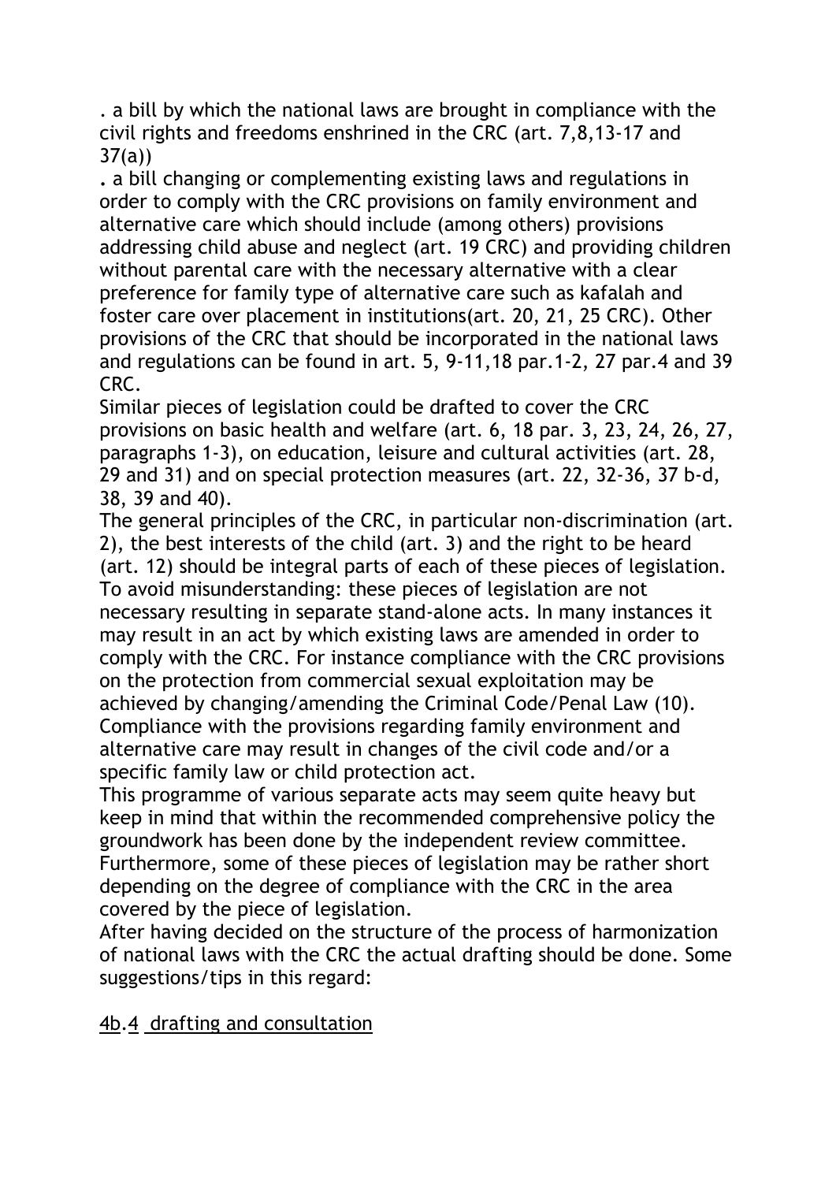. a bill by which the national laws are brought in compliance with the civil rights and freedoms enshrined in the CRC (art. 7,8,13-17 and 37(a))

. a bill changing or complementing existing laws and regulations in order to comply with the CRC provisions on family environment and alternative care which should include (among others) provisions addressing child abuse and neglect (art. 19 CRC) and providing children without parental care with the necessary alternative with a clear preference for family type of alternative care such as kafalah and foster care over placement in institutions(art. 20, 21, 25 CRC). Other provisions of the CRC that should be incorporated in the national laws and regulations can be found in art. 5, 9-11,18 par.1-2, 27 par.4 and 39 CRC.

Similar pieces of legislation could be drafted to cover the CRC provisions on basic health and welfare (art. 6, 18 par. 3, 23, 24, 26, 27, paragraphs 1-3), on education, leisure and cultural activities (art. 28, 29 and 31) and on special protection measures (art. 22, 32-36, 37 b-d, 38, 39 and 40).

The general principles of the CRC, in particular non-discrimination (art. 2), the best interests of the child (art. 3) and the right to be heard (art. 12) should be integral parts of each of these pieces of legislation.

To avoid misunderstanding: these pieces of legislation are not necessary resulting in separate stand-alone acts. In many instances it may result in an act by which existing laws are amended in order to comply with the CRC. For instance compliance with the CRC provisions on the protection from commercial sexual exploitation may be achieved by changing/amending the Criminal Code/Penal Law (10). Compliance with the provisions regarding family environment and alternative care may result in changes of the civil code and/or a specific family law or child protection act.

This programme of various separate acts may seem quite heavy but keep in mind that within the recommended comprehensive policy the groundwork has been done by the independent review committee. Furthermore, some of these pieces of legislation may be rather short depending on the degree of compliance with the CRC in the area covered by the piece of legislation.

After having decided on the structure of the process of harmonization of national laws with the CRC the actual drafting should be done. Some suggestions/tips in this regard:

## 4b.4 drafting and consultation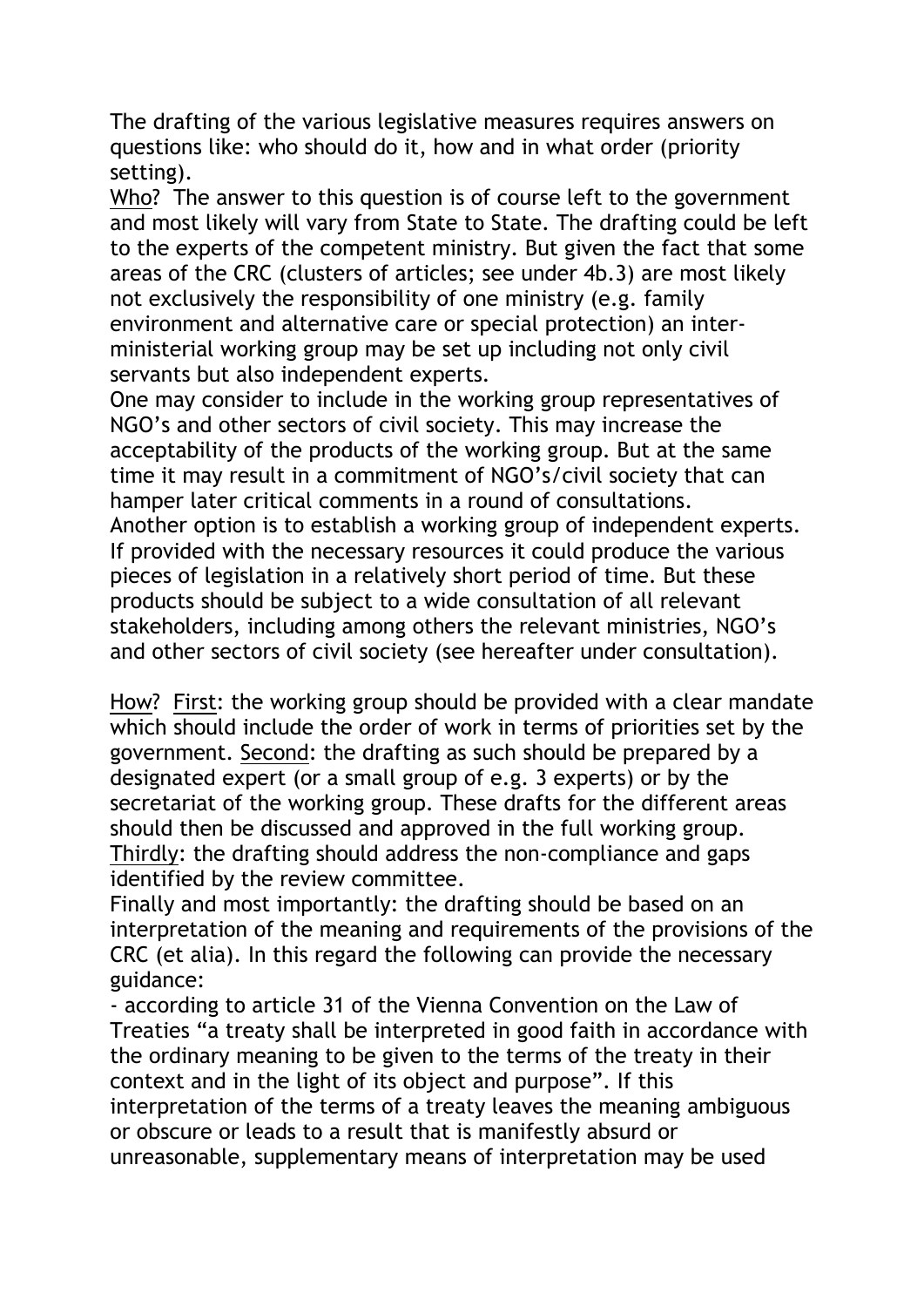The drafting of the various legislative measures requires answers on questions like: who should do it, how and in what order (priority setting).

Who? The answer to this question is of course left to the government and most likely will vary from State to State. The drafting could be left to the experts of the competent ministry. But given the fact that some areas of the CRC (clusters of articles; see under 4b.3) are most likely not exclusively the responsibility of one ministry (e.g. family environment and alternative care or special protection) an inter-ministerial working group may be set up including not only civil servants but also independent experts.

One may consider to include in the working group representatives of NGO's and other sectors of civil society. This may increase the acceptability of the products of the working group. But at the same time it may result in a commitment of NGO's/civil society that can hamper later critical comments in a round of consultations.

Another option is to establish a working group of independent experts. If provided with the necessary resources it could produce the various pieces of legislation in a relatively short period of time. But these products should be subject to a wide consultation of all relevant stakeholders, including among others the relevant ministries, NGO's and other sectors of civil society (see hereafter under consultation).

How? First: the working group should be provided with a clear mandate which should include the order of work in terms of priorities set by the government. Second: the drafting as such should be prepared by a designated expert (or a small group of e.g. 3 experts) or by the secretariat of the working group. These drafts for the different areas should then be discussed and approved in the full working group. Thirdly: the drafting should address the non-compliance and gaps identified by the review committee.

Finally and most importantly: the drafting should be based on an interpretation of the meaning and requirements of the provisions of the CRC (et alia). In this regard the following can provide the necessary guidance:

- according to article 31 of the Vienna Convention on the Law of Treaties "a treaty shall be interpreted in good faith in accordance with the ordinary meaning to be given to the terms of the treaty in their context and in the light of its object and purpose". If this interpretation of the terms of a treaty leaves the meaning ambiguous or obscure or leads to a result that is manifestly absurd or unreasonable, supplementary means of interpretation may be used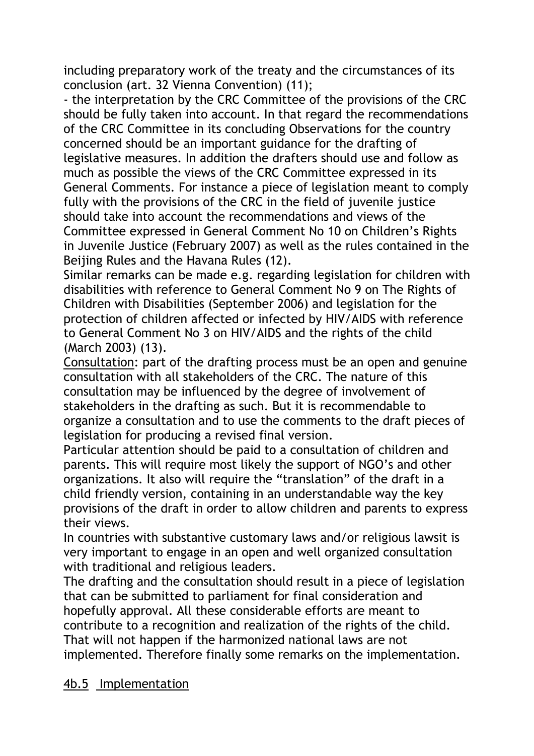including preparatory work of the treaty and the circumstances of its conclusion (art. 32 Vienna Convention) (11);

- the interpretation by the CRC Committee of the provisions of the CRC should be fully taken into account. In that regard the recommendations of the CRC Committee in its concluding Observations for the country concerned should be an important guidance for the drafting of legislative measures. In addition the drafters should use and follow as much as possible the views of the CRC Committee expressed in its General Comments. For instance a piece of legislation meant to comply fully with the provisions of the CRC in the field of juvenile justice should take into account the recommendations and views of the Committee expressed in General Comment No 10 on Children's Rights in Juvenile Justice (February 2007) as well as the rules contained in the Beijing Rules and the Havana Rules (12).

Similar remarks can be made e.g. regarding legislation for children with disabilities with reference to General Comment No 9 on The Rights of Children with Disabilities (September 2006) and legislation for the protection of children affected or infected by HIV/AIDS with reference to General Comment No 3 on HIV/AIDS and the rights of the child (March 2003) (13).

<u>Consultation</u>: part of the drafting process must be an open and genuine consultation with all stakeholders of the CRC. The nature of this consultation may be influenced by the degree of involvement of stakeholders in the drafting as such. But it is recommendable to organize a consultation and to use the comments to the draft pieces of legislation for producing a revised final version.

Particular attention should be paid to a consultation of children and parents. This will require most likely the support of NGO's and other organizations. It also will require the "translation" of the draft in a child friendly version, containing in an understandable way the key provisions of the draft in order to allow children and parents to express their views.

In countries with substantive customary laws and/or religious lawsit is very important to engage in an open and well organized consultation with traditional and religious leaders.

The drafting and the consultation should result in a piece of legislation that can be submitted to parliament for final consideration and hopefully approval. All these considerable efforts are meant to contribute to a recognition and realization of the rights of the child. That will not happen if the harmonized national laws are not implemented. Therefore finally some remarks on the implementation.

<u>4b.5 Implementation</u>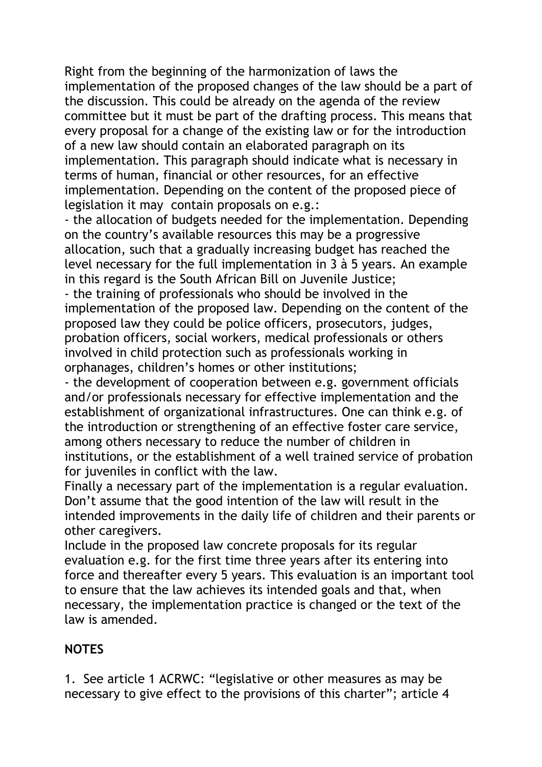Right from the beginning of the harmonization of laws the implementation of the proposed changes of the law should be a part of the discussion. This could be already on the agenda of the review committee but it must be part of the drafting process. This means that every proposal for a change of the existing law or for the introduction of a new law should contain an elaborated paragraph on its implementation. This paragraph should indicate what is necessary in terms of human, financial or other resources, for an effective implementation. Depending on the content of the proposed piece of legislation it may contain proposals on e.g.:

- the allocation of budgets needed for the implementation. Depending on the country's available resources this may be a progressive allocation, such that a gradually increasing budget has reached the level necessary for the full implementation in 3 à 5 years. An example in this regard is the South African Bill on Juvenile Justice;
- the training of professionals who should be involved in the implementation of the proposed law. Depending on the content of the proposed law they could be police officers, prosecutors, judges, probation officers, social workers, medical professionals or others involved in child protection such as professionals working in orphanages, children's homes or other institutions;
- the development of cooperation between e.g. government officials and/or professionals necessary for effective implementation and the establishment of organizational infrastructures. One can think e.g. of the introduction or strengthening of an effective foster care service, among others necessary to reduce the number of children in institutions, or the establishment of a well trained service of probation for juveniles in conflict with the law.

Finally a necessary part of the implementation is a regular evaluation. Don't assume that the good intention of the law will result in the intended improvements in the daily life of children and their parents or other caregivers.

Include in the proposed law concrete proposals for its regular evaluation e.g. for the first time three years after its entering into force and thereafter every 5 years. This evaluation is an important tool to ensure that the law achieves its intended goals and that, when necessary, the implementation practice is changed or the text of the law is amended.

## NOTES

1. See article 1 ACRWC: "legislative or other measures as may be necessary to give effect to the provisions of this charter"; article 4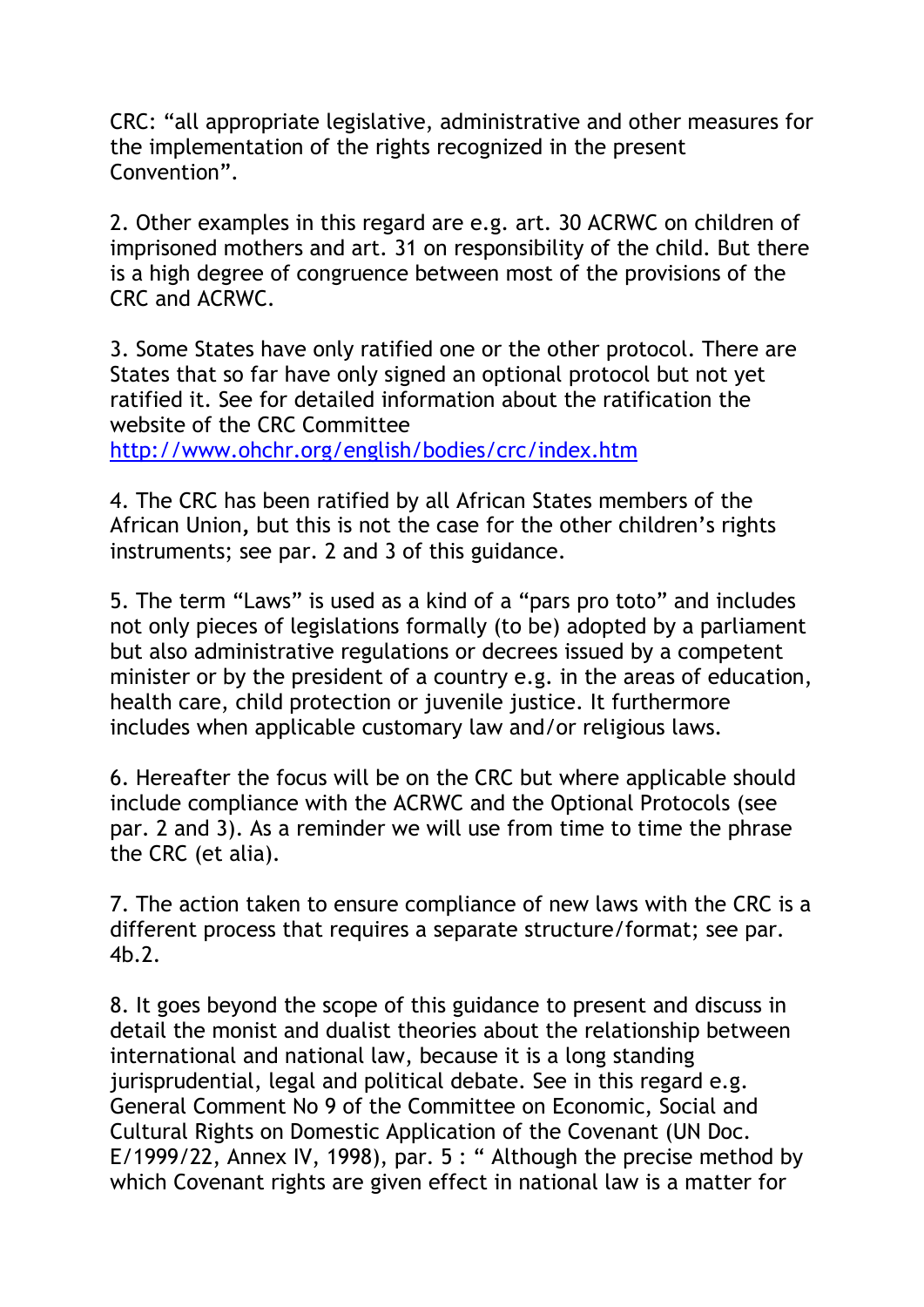CRC: “all appropriate legislative, administrative and other measures for the implementation of the rights recognized in the present Convention”.

2. Other examples in this regard are e.g. art. 30 ACRWC on children of imprisoned mothers and art. 31 on responsibility of the child. But there is a high degree of congruence between most of the provisions of the CRC and ACRWC.

3. Some States have only ratified one or the other protocol. There are States that so far have only signed an optional protocol but not yet ratified it. See for detailed information about the ratification the website of the CRC Committee http://www.ohchr.org/english/bodies/crc/index.htm

4. The CRC has been ratified by all African States members of the African Union, but this is not the case for the other children’s rights instruments; see par. 2 and 3 of this guidance.

5. The term “Laws” is used as a kind of a “pars pro toto” and includes not only pieces of legislations formally (to be) adopted by a parliament but also administrative regulations or decrees issued by a competent minister or by the president of a country e.g. in the areas of education, health care, child protection or juvenile justice. It furthermore includes when applicable customary law and/or religious laws.

6. Hereafter the focus will be on the CRC but where applicable should include compliance with the ACRWC and the Optional Protocols (see par. 2 and 3). As a reminder we will use from time to time the phrase the CRC (et alia).

7. The action taken to ensure compliance of new laws with the CRC is a different process that requires a separate structure/format; see par. 4b.2.

8. It goes beyond the scope of this guidance to present and discuss in detail the monist and dualist theories about the relationship between international and national law, because it is a long standing jurisprudential, legal and political debate. See in this regard e.g. General Comment No 9 of the Committee on Economic, Social and Cultural Rights on Domestic Application of the Covenant (UN Doc. E/1999/22, Annex IV, 1998), par. 5 : “ Although the precise method by which Covenant rights are given effect in national law is a matter for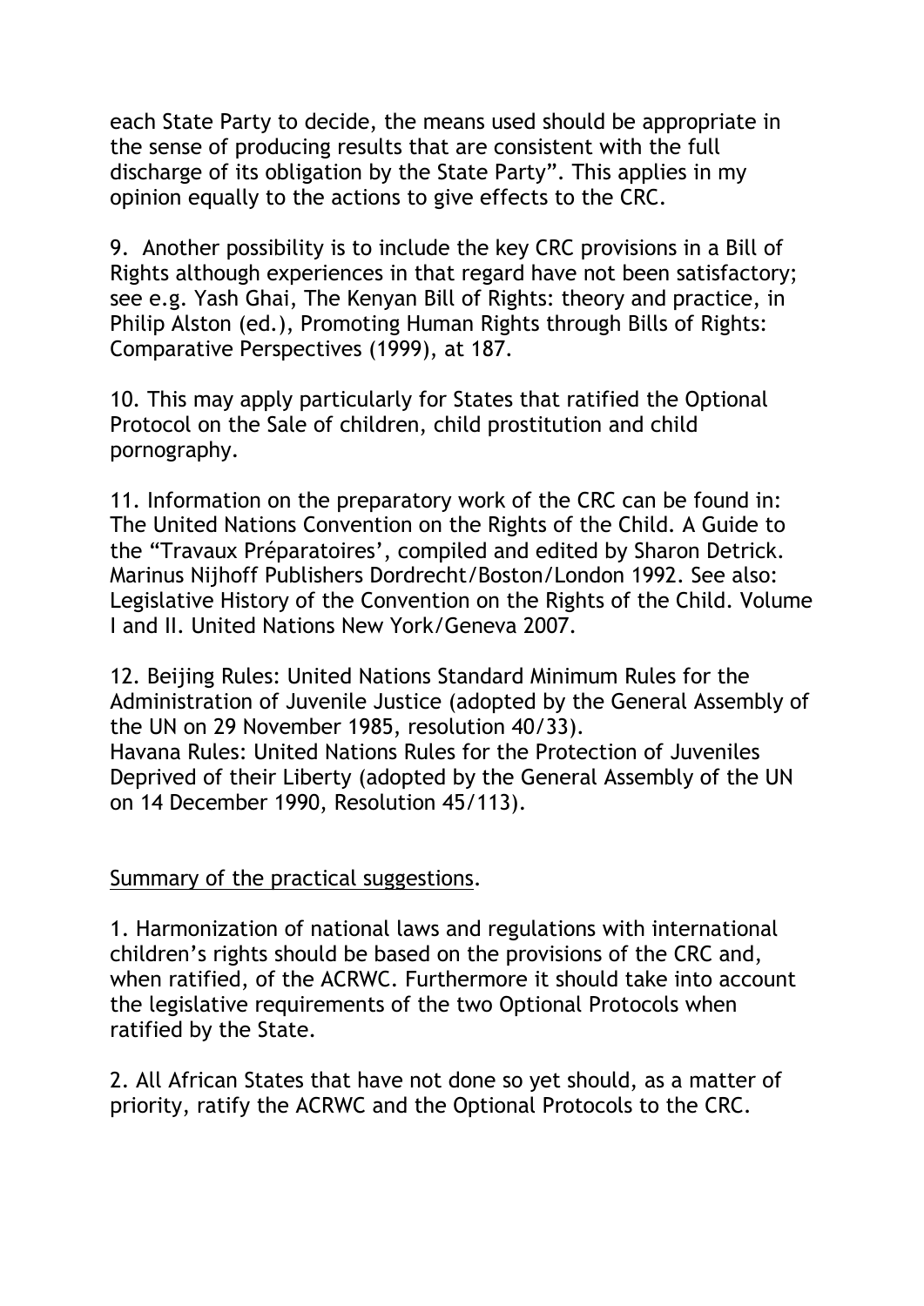each State Party to decide, the means used should be appropriate in the sense of producing results that are consistent with the full discharge of its obligation by the State Party”. This applies in my opinion equally to the actions to give effects to the CRC.

9. Another possibility is to include the key CRC provisions in a Bill of Rights although experiences in that regard have not been satisfactory; see e.g. Yash Ghai, The Kenyan Bill of Rights: theory and practice, in Philip Alston (ed.), Promoting Human Rights through Bills of Rights: Comparative Perspectives (1999), at 187.

10. This may apply particularly for States that ratified the Optional Protocol on the Sale of children, child prostitution and child pornography.

11. Information on the preparatory work of the CRC can be found in: The United Nations Convention on the Rights of the Child. A Guide to the “Travaux Préparatoires’, compiled and edited by Sharon Detrick. Marinus Nijhoff Publishers Dordrecht/Boston/London 1992. See also: Legislative History of the Convention on the Rights of the Child. Volume I and II. United Nations New York/Geneva 2007.

12. Beijing Rules: United Nations Standard Minimum Rules for the Administration of Juvenile Justice (adopted by the General Assembly of the UN on 29 November 1985, resolution 40/33).
Havana Rules: United Nations Rules for the Protection of Juveniles Deprived of their Liberty (adopted by the General Assembly of the UN on 14 December 1990, Resolution 45/113).

Summary of the practical suggestions.

1. Harmonization of national laws and regulations with international children’s rights should be based on the provisions of the CRC and, when ratified, of the ACRWC. Furthermore it should take into account the legislative requirements of the two Optional Protocols when ratified by the State.

2. All African States that have not done so yet should, as a matter of priority, ratify the ACRWC and the Optional Protocols to the CRC.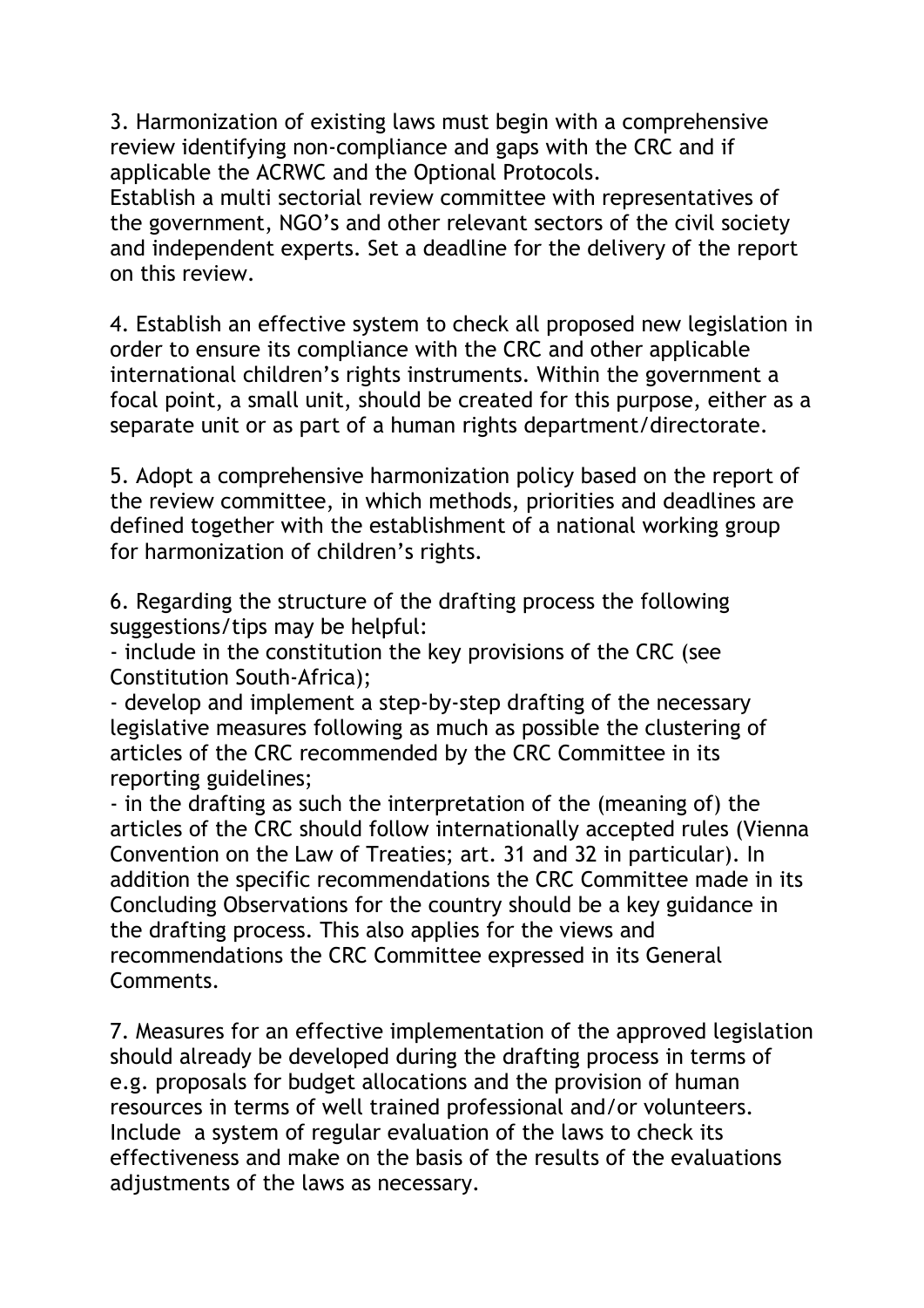3. Harmonization of existing laws must begin with a comprehensive review identifying non-compliance and gaps with the CRC and if applicable the ACRWC and the Optional Protocols.
Establish a multi sectorial review committee with representatives of the government, NGO's and other relevant sectors of the civil society and independent experts. Set a deadline for the delivery of the report on this review.

4. Establish an effective system to check all proposed new legislation in order to ensure its compliance with the CRC and other applicable international children's rights instruments. Within the government a focal point, a small unit, should be created for this purpose, either as a separate unit or as part of a human rights department/directorate.

5. Adopt a comprehensive harmonization policy based on the report of the review committee, in which methods, priorities and deadlines are defined together with the establishment of a national working group for harmonization of children's rights.

6. Regarding the structure of the drafting process the following suggestions/tips may be helpful:
- include in the constitution the key provisions of the CRC (see Constitution South-Africa);
- develop and implement a step-by-step drafting of the necessary legislative measures following as much as possible the clustering of articles of the CRC recommended by the CRC Committee in its reporting guidelines;
- in the drafting as such the interpretation of the (meaning of) the articles of the CRC should follow internationally accepted rules (Vienna Convention on the Law of Treaties; art. 31 and 32 in particular). In addition the specific recommendations the CRC Committee made in its Concluding Observations for the country should be a key guidance in the drafting process. This also applies for the views and recommendations the CRC Committee expressed in its General Comments.

7. Measures for an effective implementation of the approved legislation should already be developed during the drafting process in terms of e.g. proposals for budget allocations and the provision of human resources in terms of well trained professional and/or volunteers. Include a system of regular evaluation of the laws to check its effectiveness and make on the basis of the results of the evaluations adjustments of the laws as necessary.